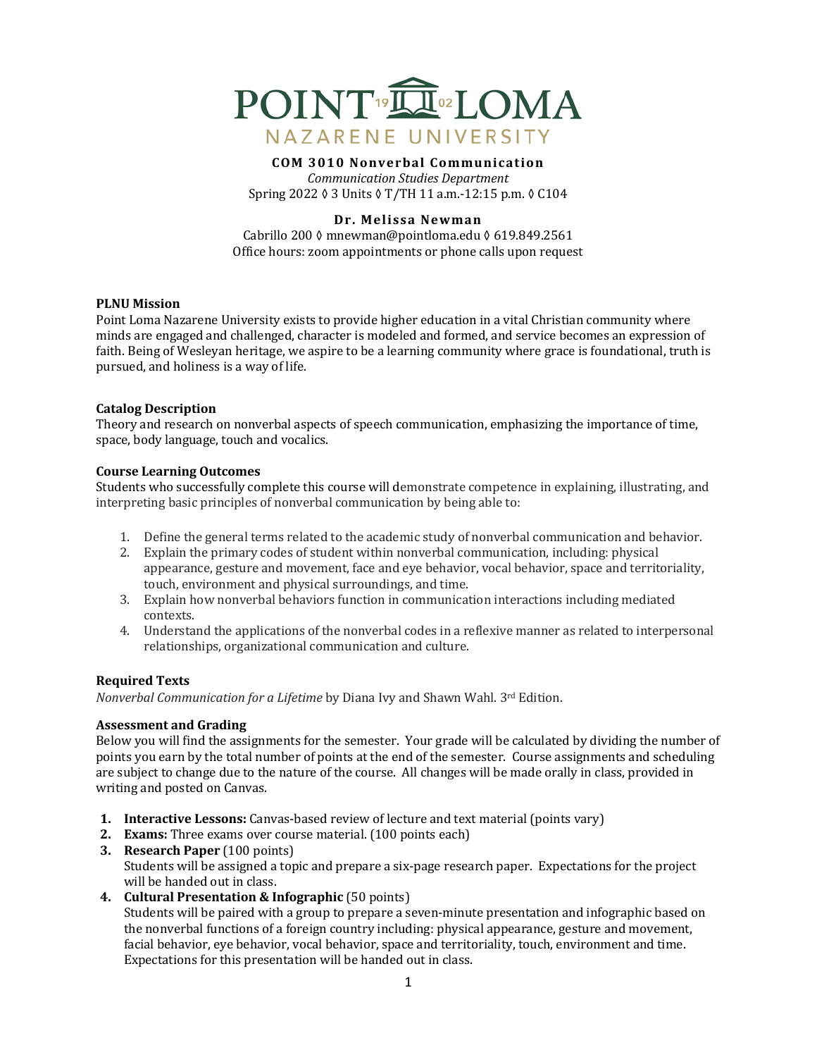# POINT LOMA NAZARENE UNIVERSITY

**COM 3010 Nonverbal Communication**

*Communication Studies Department*

Spring 2022 ◊ 3 Units ◊ T/TH 11 a.m.-12:15 p.m. ◊ C104

**Dr. Melissa Newman**

Cabrillo 200 ◊ mnewman@pointloma.edu ◊ 619.849.2561

Office hours: zoom appointments or phone calls upon request

**PLNU Mission**

Point Loma Nazarene University exists to provide higher education in a vital Christian community where minds are engaged and challenged, character is modeled and formed, and service becomes an expression of faith. Being of Wesleyan heritage, we aspire to be a learning community where grace is foundational, truth is pursued, and holiness is a way of life.

**Catalog Description**

Theory and research on nonverbal aspects of speech communication, emphasizing the importance of time, space, body language, touch and vocalics.

**Course Learning Outcomes**

Students who successfully complete this course will demonstrate competence in explaining, illustrating, and interpreting basic principles of nonverbal communication by being able to:

1. Define the general terms related to the academic study of nonverbal communication and behavior.
2. Explain the primary codes of student within nonverbal communication, including: physical appearance, gesture and movement, face and eye behavior, vocal behavior, space and territoriality, touch, environment and physical surroundings, and time.
3. Explain how nonverbal behaviors function in communication interactions including mediated contexts.
4. Understand the applications of the nonverbal codes in a reflexive manner as related to interpersonal relationships, organizational communication and culture.

**Required Texts**

*Nonverbal Communication for a Lifetime* by Diana Ivy and Shawn Wahl. 3rd Edition.

**Assessment and Grading**

Below you will find the assignments for the semester. Your grade will be calculated by dividing the number of points you earn by the total number of points at the end of the semester. Course assignments and scheduling are subject to change due to the nature of the course. All changes will be made orally in class, provided in writing and posted on Canvas.

1. **Interactive Lessons:** Canvas-based review of lecture and text material (points vary)
2. **Exams:** Three exams over course material. (100 points each)
3. **Research Paper** (100 points)
   Students will be assigned a topic and prepare a six-page research paper. Expectations for the project will be handed out in class.
4. **Cultural Presentation & Infographic** (50 points)
   Students will be paired with a group to prepare a seven-minute presentation and infographic based on the nonverbal functions of a foreign country including: physical appearance, gesture and movement, facial behavior, eye behavior, vocal behavior, space and territoriality, touch, environment and time. Expectations for this presentation will be handed out in class.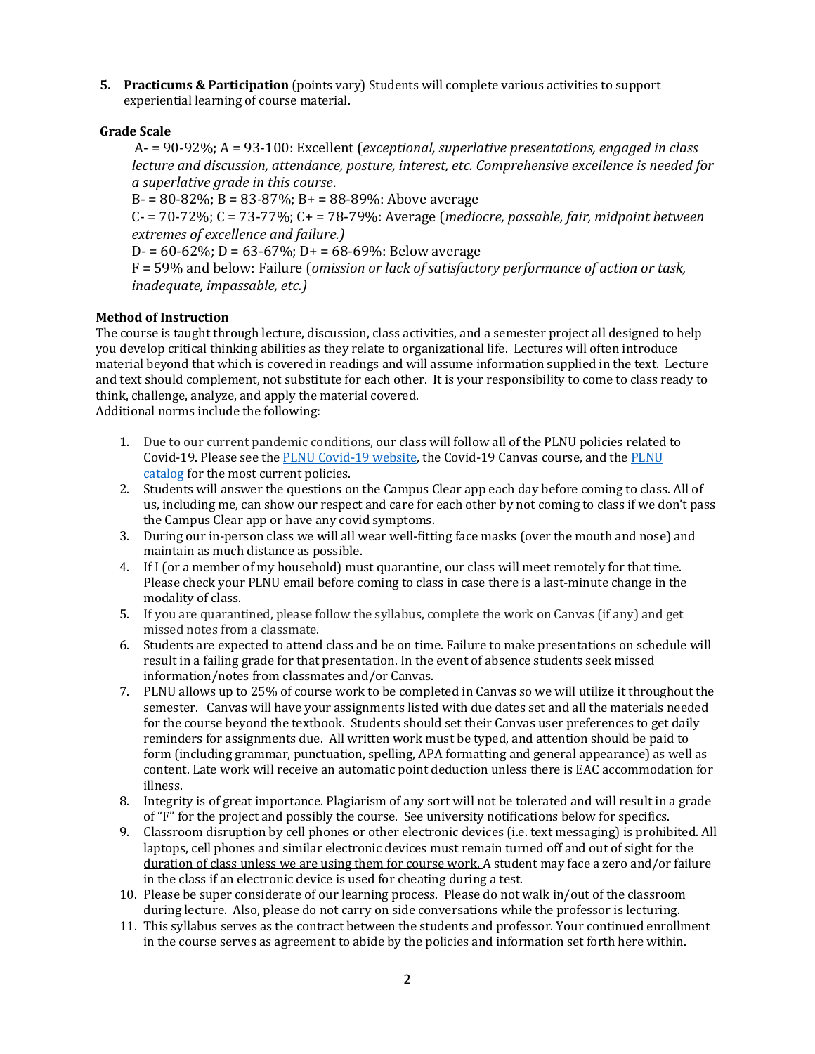5. **Practicums & Participation** (points vary) Students will complete various activities to support experiential learning of course material.

**Grade Scale**

A- = 90-92%; A = 93-100: Excellent (*exceptional, superlative presentations, engaged in class lecture and discussion, attendance, posture, interest, etc. Comprehensive excellence is needed for a superlative grade in this course*.

B- = 80-82%; B = 83-87%; B+ = 88-89%: Above average

C- = 70-72%; C = 73-77%; C+ = 78-79%: Average (*mediocre, passable, fair, midpoint between extremes of excellence and failure.)*

D- = 60-62%; D = 63-67%; D+ = 68-69%: Below average

F = 59% and below: Failure (*omission or lack of satisfactory performance of action or task, inadequate, impassable, etc.)*

**Method of Instruction**

The course is taught through lecture, discussion, class activities, and a semester project all designed to help you develop critical thinking abilities as they relate to organizational life. Lectures will often introduce material beyond that which is covered in readings and will assume information supplied in the text. Lecture and text should complement, not substitute for each other. It is your responsibility to come to class ready to think, challenge, analyze, and apply the material covered.

Additional norms include the following:

1. Due to our current pandemic conditions, our class will follow all of the PLNU policies related to Covid-19. Please see the [PLNU Covid-19 website](), the Covid-19 Canvas course, and the [PLNU catalog]() for the most current policies.
2. Students will answer the questions on the Campus Clear app each day before coming to class. All of us, including me, can show our respect and care for each other by not coming to class if we don't pass the Campus Clear app or have any covid symptoms.
3. During our in-person class we will all wear well-fitting face masks (over the mouth and nose) and maintain as much distance as possible.
4. If I (or a member of my household) must quarantine, our class will meet remotely for that time. Please check your PLNU email before coming to class in case there is a last-minute change in the modality of class.
5. If you are quarantined, please follow the syllabus, complete the work on Canvas (if any) and get missed notes from a classmate.
6. Students are expected to attend class and be <u>on time.</u> Failure to make presentations on schedule will result in a failing grade for that presentation. In the event of absence students seek missed information/notes from classmates and/or Canvas.
7. PLNU allows up to 25% of course work to be completed in Canvas so we will utilize it throughout the semester. Canvas will have your assignments listed with due dates set and all the materials needed for the course beyond the textbook. Students should set their Canvas user preferences to get daily reminders for assignments due. All written work must be typed, and attention should be paid to form (including grammar, punctuation, spelling, APA formatting and general appearance) as well as content. Late work will receive an automatic point deduction unless there is EAC accommodation for illness.
8. Integrity is of great importance. Plagiarism of any sort will not be tolerated and will result in a grade of "F" for the project and possibly the course. See university notifications below for specifics.
9. Classroom disruption by cell phones or other electronic devices (i.e. text messaging) is prohibited. <u>All laptops, cell phones and similar electronic devices must remain turned off and out of sight for the duration of class unless we are using them for course work.</u> A student may face a zero and/or failure in the class if an electronic device is used for cheating during a test.
10. Please be super considerate of our learning process. Please do not walk in/out of the classroom during lecture. Also, please do not carry on side conversations while the professor is lecturing.
11. This syllabus serves as the contract between the students and professor. Your continued enrollment in the course serves as agreement to abide by the policies and information set forth here within.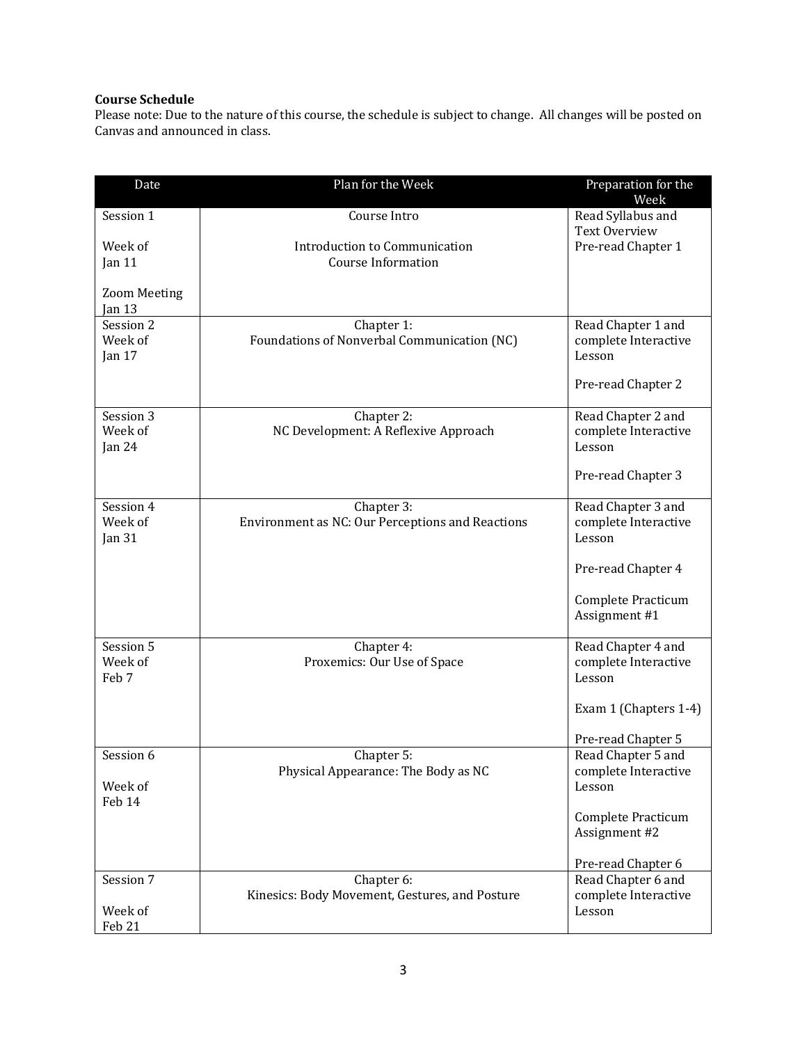**Course Schedule**
Please note: Due to the nature of this course, the schedule is subject to change. All changes will be posted on Canvas and announced in class.

| Date | Plan for the Week | Preparation for the Week |
|---|---|---|
| Session 1<br><br>Week of Jan 11<br><br>Zoom Meeting Jan 13 | Course Intro<br><br>Introduction to Communication<br>Course Information | Read Syllabus and Text Overview<br>Pre-read Chapter 1 |
| Session 2<br>Week of Jan 17 | Chapter 1:<br>Foundations of Nonverbal Communication (NC) | Read Chapter 1 and complete Interactive Lesson<br><br>Pre-read Chapter 2 |
| Session 3<br>Week of Jan 24 | Chapter 2:<br>NC Development: A Reflexive Approach | Read Chapter 2 and complete Interactive Lesson<br><br>Pre-read Chapter 3 |
| Session 4<br>Week of Jan 31 | Chapter 3:<br>Environment as NC: Our Perceptions and Reactions | Read Chapter 3 and complete Interactive Lesson<br><br>Pre-read Chapter 4<br><br>Complete Practicum Assignment #1 |
| Session 5<br>Week of Feb 7 | Chapter 4:<br>Proxemics: Our Use of Space | Read Chapter 4 and complete Interactive Lesson<br><br>Exam 1 (Chapters 1-4)<br><br>Pre-read Chapter 5 |
| Session 6<br><br>Week of Feb 14 | Chapter 5:<br>Physical Appearance: The Body as NC | Read Chapter 5 and complete Interactive Lesson<br><br>Complete Practicum Assignment #2<br><br>Pre-read Chapter 6 |
| Session 7<br><br>Week of Feb 21 | Chapter 6:<br>Kinesics: Body Movement, Gestures, and Posture | Read Chapter 6 and complete Interactive Lesson |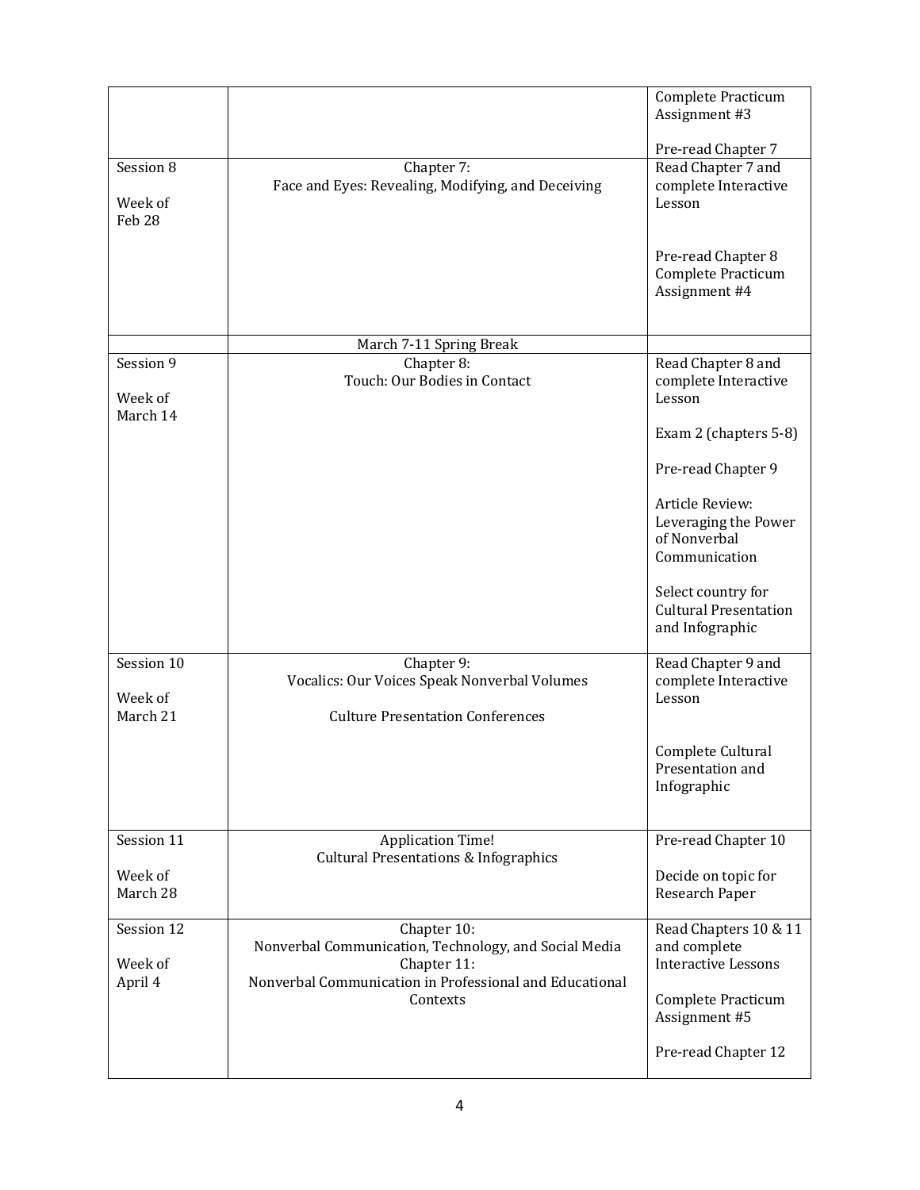| | | |
|---|---|---|
| | | Complete Practicum Assignment #3<br><br>Pre-read Chapter 7 |
| Session 8<br><br>Week of Feb 28 | Chapter 7:<br>Face and Eyes: Revealing, Modifying, and Deceiving | Read Chapter 7 and complete Interactive Lesson<br><br>Pre-read Chapter 8<br>Complete Practicum Assignment #4 |
| | March 7-11 Spring Break | |
| Session 9<br><br>Week of March 14 | Chapter 8:<br>Touch: Our Bodies in Contact | Read Chapter 8 and complete Interactive Lesson<br><br>Exam 2 (chapters 5-8)<br><br>Pre-read Chapter 9<br><br>Article Review: Leveraging the Power of Nonverbal Communication<br><br>Select country for Cultural Presentation and Infographic |
| Session 10<br><br>Week of March 21 | Chapter 9:<br>Vocalics: Our Voices Speak Nonverbal Volumes<br><br>Culture Presentation Conferences | Read Chapter 9 and complete Interactive Lesson<br><br>Complete Cultural Presentation and Infographic |
| Session 11<br><br>Week of March 28 | Application Time!<br>Cultural Presentations & Infographics | Pre-read Chapter 10<br><br>Decide on topic for Research Paper |
| Session 12<br><br>Week of April 4 | Chapter 10:<br>Nonverbal Communication, Technology, and Social Media<br>Chapter 11:<br>Nonverbal Communication in Professional and Educational Contexts | Read Chapters 10 & 11 and complete Interactive Lessons<br><br>Complete Practicum Assignment #5<br><br>Pre-read Chapter 12 |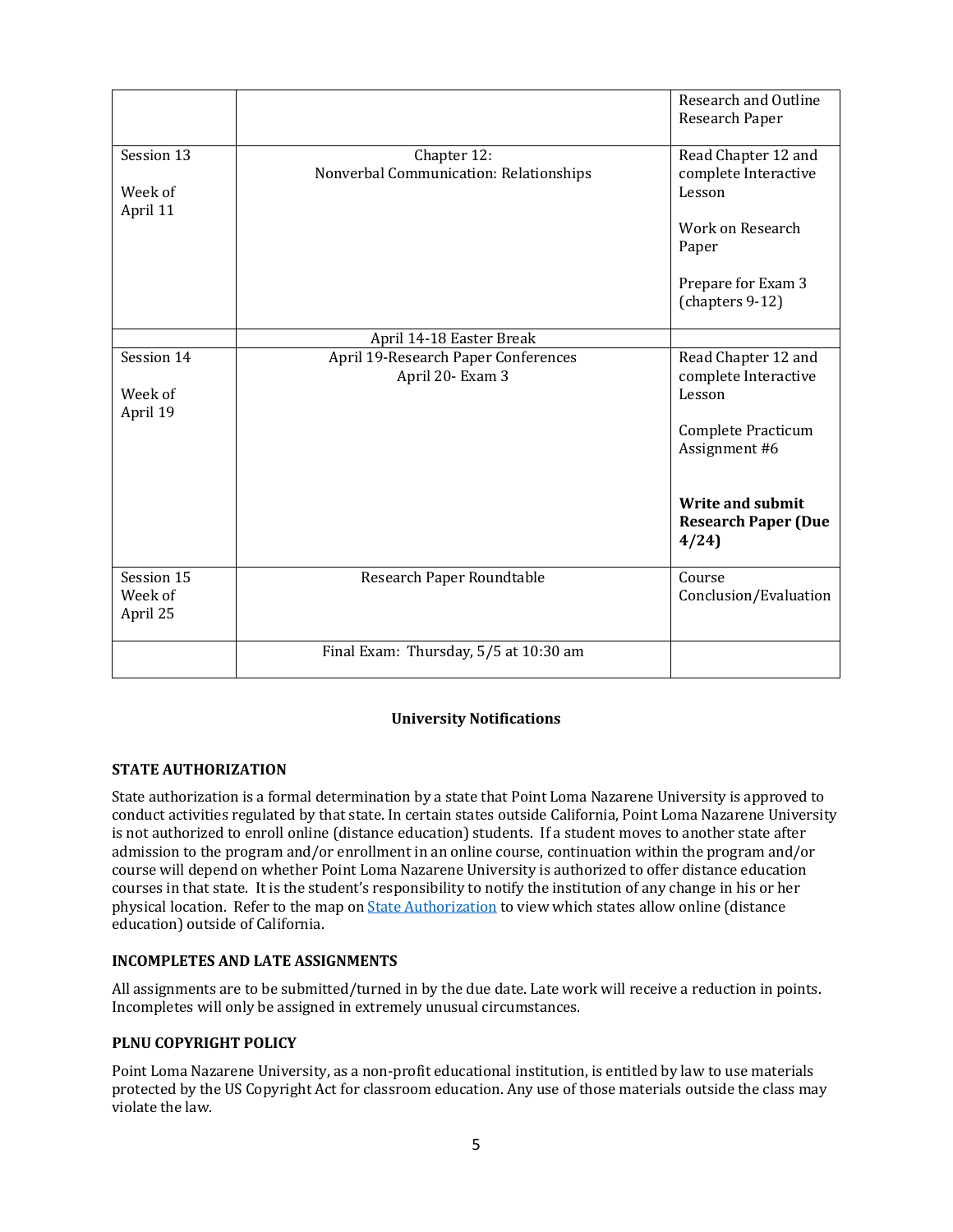| | | |
|---|---|---|
| | | Research and Outline Research Paper |
| Session 13<br><br>Week of April 11 | Chapter 12:<br>Nonverbal Communication: Relationships | Read Chapter 12 and complete Interactive Lesson<br><br>Work on Research Paper<br><br>Prepare for Exam 3 (chapters 9-12) |
| | April 14-18 Easter Break | |
| Session 14<br><br>Week of April 19 | April 19-Research Paper Conferences<br>April 20- Exam 3 | Read Chapter 12 and complete Interactive Lesson<br><br>Complete Practicum Assignment #6<br><br>**Write and submit Research Paper (Due 4/24)** |
| Session 15<br>Week of April 25 | Research Paper Roundtable | Course Conclusion/Evaluation |
| | Final Exam: Thursday, 5/5 at 10:30 am | |

## University Notifications

### STATE AUTHORIZATION

State authorization is a formal determination by a state that Point Loma Nazarene University is approved to conduct activities regulated by that state. In certain states outside California, Point Loma Nazarene University is not authorized to enroll online (distance education) students. If a student moves to another state after admission to the program and/or enrollment in an online course, continuation within the program and/or course will depend on whether Point Loma Nazarene University is authorized to offer distance education courses in that state. It is the student's responsibility to notify the institution of any change in his or her physical location. Refer to the map on State Authorization to view which states allow online (distance education) outside of California.

### INCOMPLETES AND LATE ASSIGNMENTS

All assignments are to be submitted/turned in by the due date. Late work will receive a reduction in points. Incompletes will only be assigned in extremely unusual circumstances.

### PLNU COPYRIGHT POLICY

Point Loma Nazarene University, as a non-profit educational institution, is entitled by law to use materials protected by the US Copyright Act for classroom education. Any use of those materials outside the class may violate the law.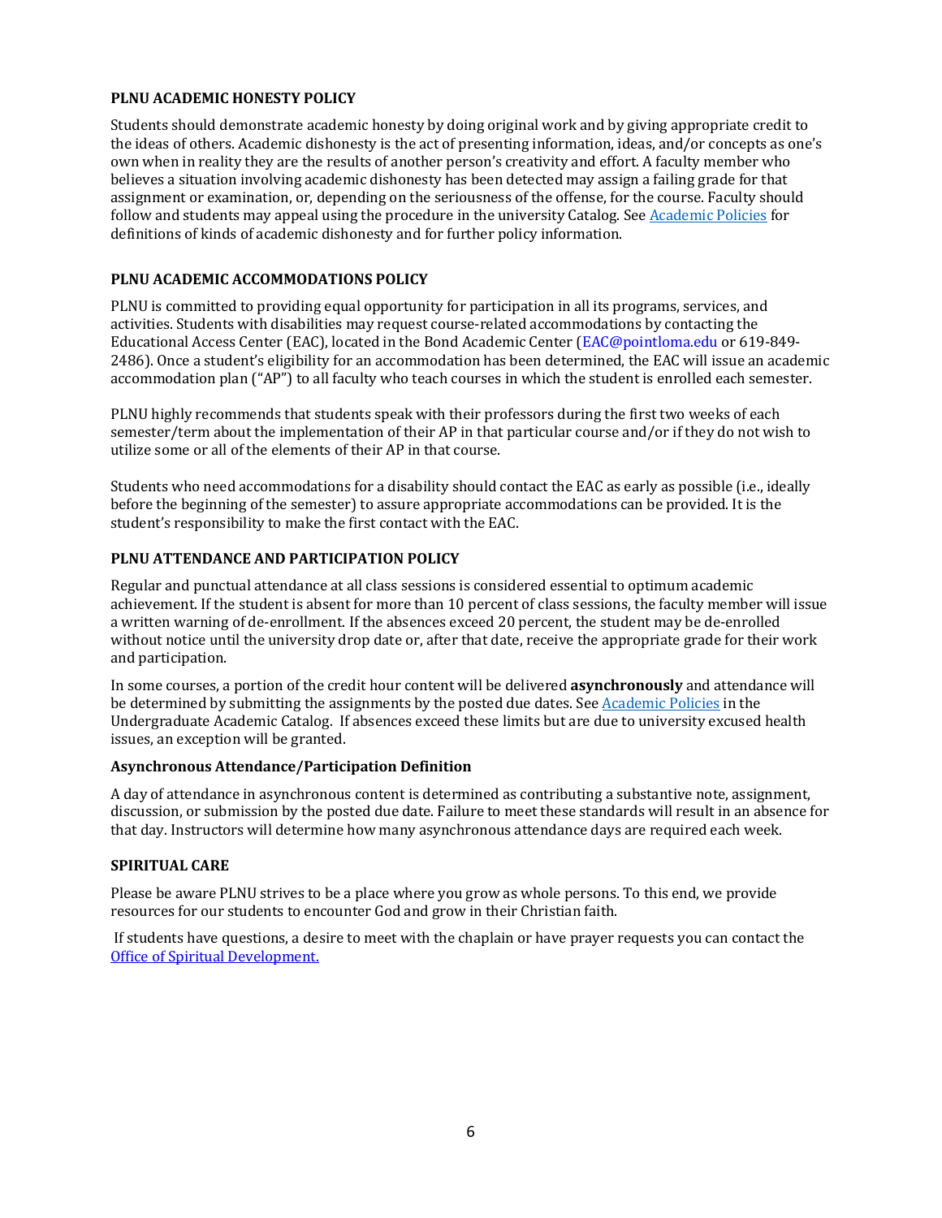**PLNU ACADEMIC HONESTY POLICY**

Students should demonstrate academic honesty by doing original work and by giving appropriate credit to the ideas of others. Academic dishonesty is the act of presenting information, ideas, and/or concepts as one's own when in reality they are the results of another person's creativity and effort. A faculty member who believes a situation involving academic dishonesty has been detected may assign a failing grade for that assignment or examination, or, depending on the seriousness of the offense, for the course. Faculty should follow and students may appeal using the procedure in the university Catalog. See Academic Policies for definitions of kinds of academic dishonesty and for further policy information.

**PLNU ACADEMIC ACCOMMODATIONS POLICY**

PLNU is committed to providing equal opportunity for participation in all its programs, services, and activities. Students with disabilities may request course-related accommodations by contacting the Educational Access Center (EAC), located in the Bond Academic Center (EAC@pointloma.edu or 619-849-2486). Once a student's eligibility for an accommodation has been determined, the EAC will issue an academic accommodation plan ("AP") to all faculty who teach courses in which the student is enrolled each semester.

PLNU highly recommends that students speak with their professors during the first two weeks of each semester/term about the implementation of their AP in that particular course and/or if they do not wish to utilize some or all of the elements of their AP in that course.

Students who need accommodations for a disability should contact the EAC as early as possible (i.e., ideally before the beginning of the semester) to assure appropriate accommodations can be provided. It is the student's responsibility to make the first contact with the EAC.

**PLNU ATTENDANCE AND PARTICIPATION POLICY**

Regular and punctual attendance at all class sessions is considered essential to optimum academic achievement. If the student is absent for more than 10 percent of class sessions, the faculty member will issue a written warning of de-enrollment. If the absences exceed 20 percent, the student may be de-enrolled without notice until the university drop date or, after that date, receive the appropriate grade for their work and participation.

In some courses, a portion of the credit hour content will be delivered **asynchronously** and attendance will be determined by submitting the assignments by the posted due dates. See Academic Policies in the Undergraduate Academic Catalog. If absences exceed these limits but are due to university excused health issues, an exception will be granted.

**Asynchronous Attendance/Participation Definition**

A day of attendance in asynchronous content is determined as contributing a substantive note, assignment, discussion, or submission by the posted due date. Failure to meet these standards will result in an absence for that day. Instructors will determine how many asynchronous attendance days are required each week.

**SPIRITUAL CARE**

Please be aware PLNU strives to be a place where you grow as whole persons. To this end, we provide resources for our students to encounter God and grow in their Christian faith.

If students have questions, a desire to meet with the chaplain or have prayer requests you can contact the Office of Spiritual Development.